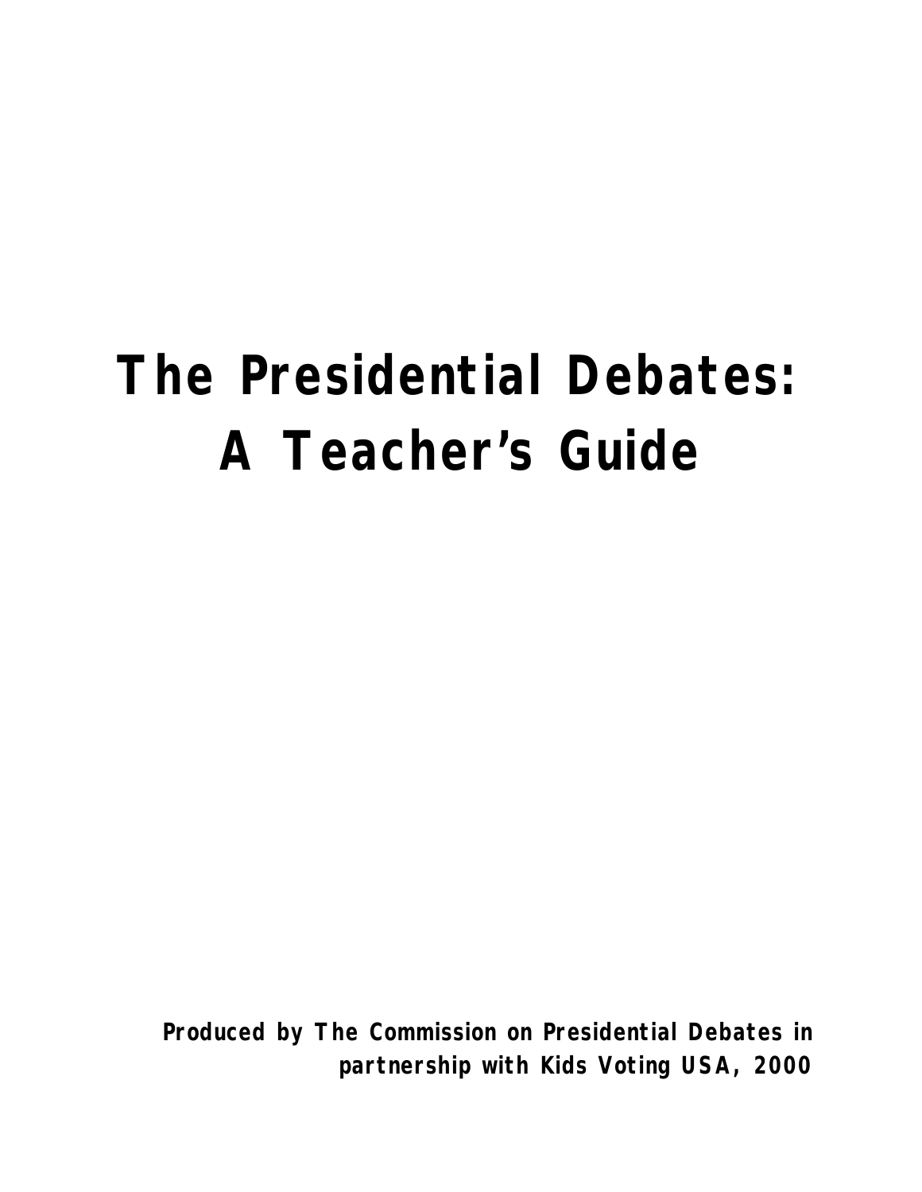# The Presidential Debates: A Teacher's Guide

**Produced by The Commission on Presidential Debates in partnership with Kids Voting USA, 2000**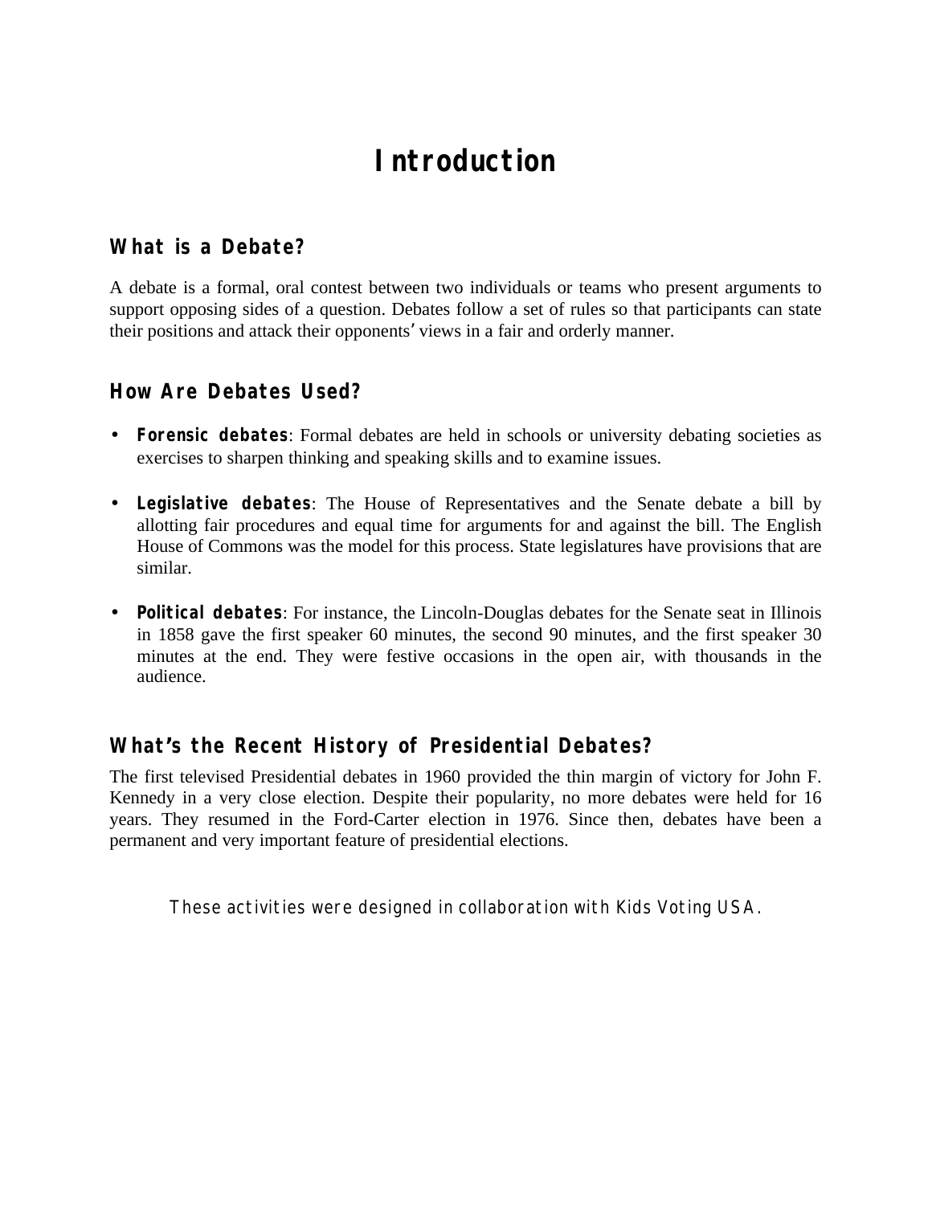# Introduction

## What is a Debate?

A debate is a formal, oral contest between two individuals or teams who present arguments to support opposing sides of a question. Debates follow a set of rules so that participants can state their positions and attack their opponents' views in a fair and orderly manner.

## How Are Debates Used?

- **Forensic debates**: Formal debates are held in schools or university debating societies as exercises to sharpen thinking and speaking skills and to examine issues.
- **Legislative debates**: The House of Representatives and the Senate debate a bill by allotting fair procedures and equal time for arguments for and against the bill. The English House of Commons was the model for this process. State legislatures have provisions that are similar.
- **Political debates**: For instance, the Lincoln-Douglas debates for the Senate seat in Illinois in 1858 gave the first speaker 60 minutes, the second 90 minutes, and the first speaker 30 minutes at the end. They were festive occasions in the open air, with thousands in the audience.

## What's the Recent History of Presidential Debates?

The first televised Presidential debates in 1960 provided the thin margin of victory for John F. Kennedy in a very close election. Despite their popularity, no more debates were held for 16 years. They resumed in the Ford-Carter election in 1976. Since then, debates have been a permanent and very important feature of presidential elections.

These activities were designed in collaboration with Kids Voting USA.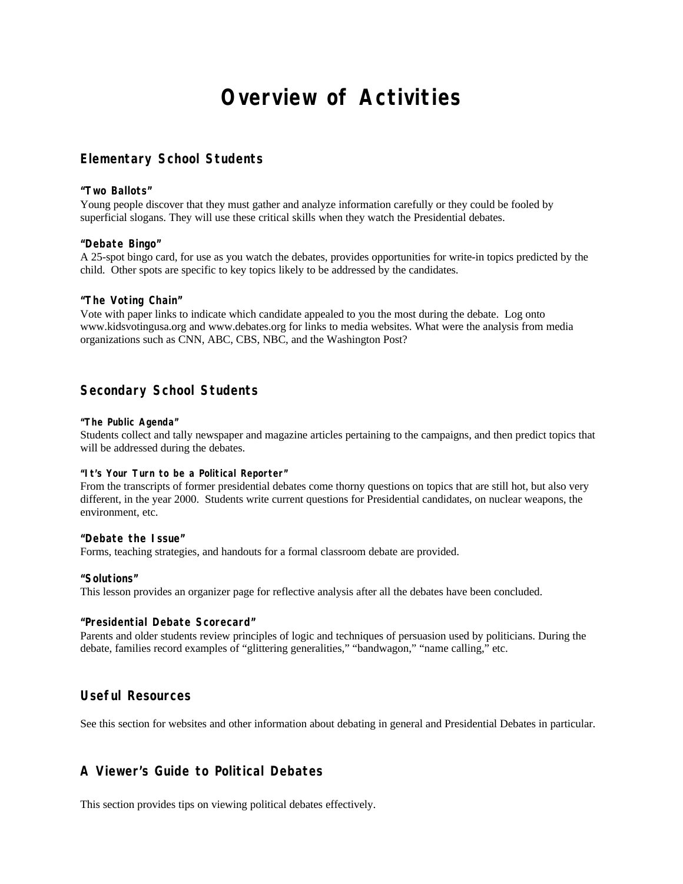# Overview of Activities

## Elementary School Students

### "Two Ballots"

Young people discover that they must gather and analyze information carefully or they could be fooled by superficial slogans. They will use these critical skills when they watch the Presidential debates.

### "Debate Bingo"

A 25-spot bingo card, for use as you watch the debates, provides opportunities for write-in topics predicted by the child. Other spots are specific to key topics likely to be addressed by the candidates.

### "The Voting Chain"

Vote with paper links to indicate which candidate appealed to you the most during the debate. Log onto www.kidsvotingusa.org and www.debates.org for links to media websites. What were the analysis from media organizations such as CNN, ABC, CBS, NBC, and the Washington Post?

## Secondary School Students

### "The Public Agenda"

Students collect and tally newspaper and magazine articles pertaining to the campaigns, and then predict topics that will be addressed during the debates.

### "It's Your Turn to be a Political Reporter"

From the transcripts of former presidential debates come thorny questions on topics that are still hot, but also very different, in the year 2000. Students write current questions for Presidential candidates, on nuclear weapons, the environment, etc.

### "Debate the Issue"

Forms, teaching strategies, and handouts for a formal classroom debate are provided.

### "Solutions"

This lesson provides an organizer page for reflective analysis after all the debates have been concluded.

### "Presidential Debate Scorecard"

Parents and older students review principles of logic and techniques of persuasion used by politicians. During the debate, families record examples of "glittering generalities," "bandwagon," "name calling," etc.

## Useful Resources

See this section for websites and other information about debating in general and Presidential Debates in particular.

## A Viewer's Guide to Political Debates

This section provides tips on viewing political debates effectively.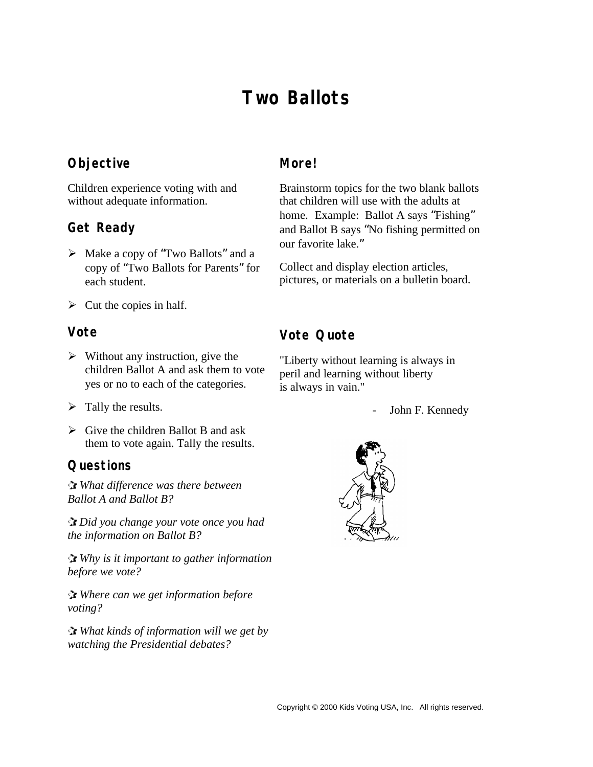# Two Ballots

## Objective

Children experience voting with and without adequate information.

## Get Ready

- Make a copy of "Two Ballots" and a copy of "Two Ballots for Parents" for each student.
- Cut the copies in half.

## Vote

- Without any instruction, give the children Ballot A and ask them to vote yes or no to each of the categories.
- Tally the results.
- Give the children Ballot B and ask them to vote again. Tally the results.

## Questions

*What difference was there between Ballot A and Ballot B?*

*Did you change your vote once you had the information on Ballot B?*

*Why is it important to gather information before we vote?*

*Where can we get information before voting?*

*What kinds of information will we get by watching the Presidential debates?*

## More!

Brainstorm topics for the two blank ballots that children will use with the adults at home. Example: Ballot A says "Fishing" and Ballot B says "No fishing permitted on our favorite lake."

Collect and display election articles, pictures, or materials on a bulletin board.

## Vote Quote

"Liberty without learning is always in peril and learning without liberty is always in vain."

- John F. Kennedy

Copyright © 2000 Kids Voting USA, Inc. All rights reserved.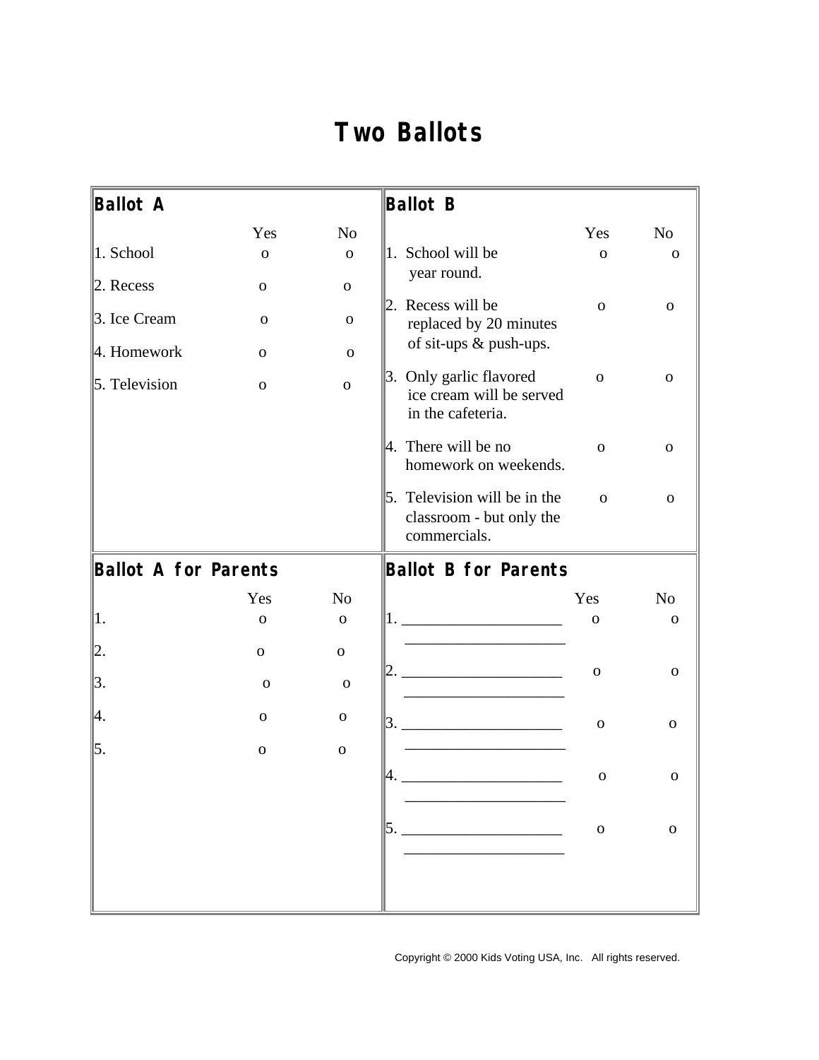# Two Ballots

## Ballot A

| | Yes | No |
|---|---|---|
| 1. School | o | o |
| 2. Recess | o | o |
| 3. Ice Cream | o | o |
| 4. Homework | o | o |
| 5. Television | o | o |

## Ballot B

| | Yes | No |
|---|---|---|
| 1. School will be year round. | o | o |
| 2. Recess will be replaced by 20 minutes of sit-ups & push-ups. | o | o |
| 3. Only garlic flavored ice cream will be served in the cafeteria. | o | o |
| 4. There will be no homework on weekends. | o | o |
| 5. Television will be in the classroom - but only the commercials. | o | o |

## Ballot A for Parents

| | Yes | No |
|---|---|---|
| 1. | o | o |
| 2. | o | o |
| 3. | o | o |
| 4. | o | o |
| 5. | o | o |

## Ballot B for Parents

| | Yes | No |
|---|---|---|
| 1. ____________________ ____________________ | o | o |
| 2. ____________________ ____________________ | o | o |
| 3. ____________________ ____________________ | o | o |
| 4. ____________________ ____________________ | o | o |
| 5. ____________________ ____________________ | o | o |

Copyright © 2000 Kids Voting USA, Inc. All rights reserved.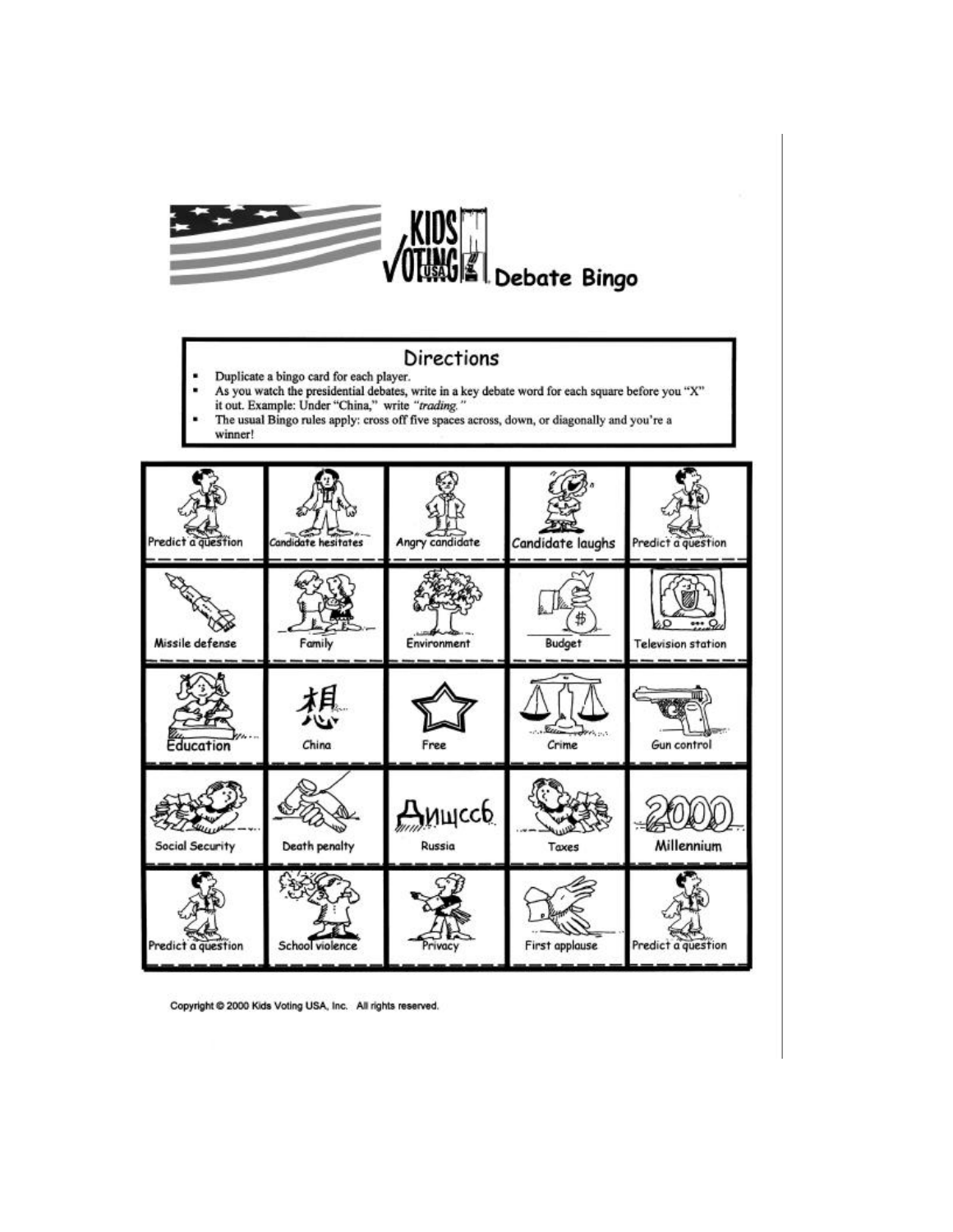# Kids Voting USA Debate Bingo

## Directions

- Duplicate a bingo card for each player.
- As you watch the presidential debates, write in a key debate word for each square before you "X" it out. Example: Under "China," write *"trading."*
- The usual Bingo rules apply: cross off five spaces across, down, or diagonally and you're a winner!

| | | | | |
|---|---|---|---|---|
| Predict a question | Candidate hesitates | Angry candidate | Candidate laughs | Predict a question |
| Missile defense | Family | Environment | Budget | Television station |
| Education | China | Free | Crime | Gun control |
| Social Security | Death penalty | Russia | Taxes | Millennium |
| Predict a question | School violence | Privacy | First applause | Predict a question |

Copyright © 2000 Kids Voting USA, Inc. All rights reserved.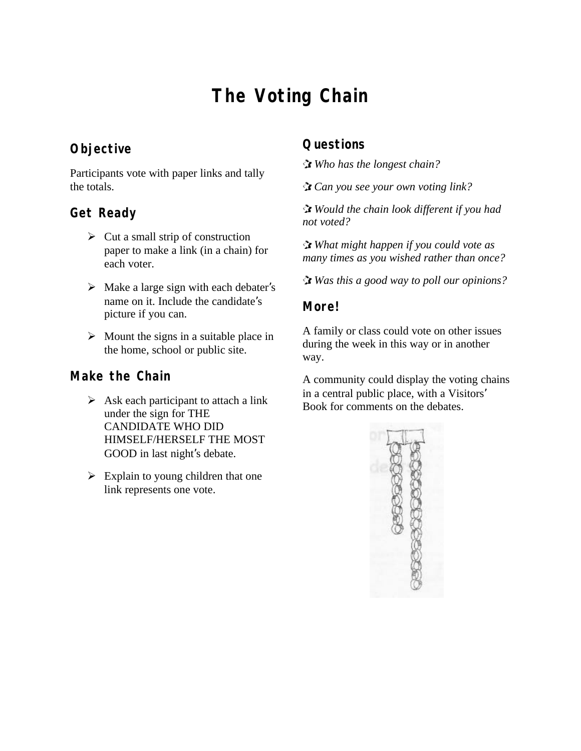# The Voting Chain

## Objective

Participants vote with paper links and tally the totals.

## Get Ready

- Cut a small strip of construction paper to make a link (in a chain) for each voter.
- Make a large sign with each debater's name on it. Include the candidate's picture if you can.
- Mount the signs in a suitable place in the home, school or public site.

## Make the Chain

- Ask each participant to attach a link under the sign for THE CANDIDATE WHO DID HIMSELF/HERSELF THE MOST GOOD in last night's debate.
- Explain to young children that one link represents one vote.

## Questions

*Who has the longest chain?*

*Can you see your own voting link?*

*Would the chain look different if you had not voted?*

*What might happen if you could vote as many times as you wished rather than once?*

*Was this a good way to poll our opinions?*

## More!

A family or class could vote on other issues during the week in this way or in another way.

A community could display the voting chains in a central public place, with a Visitors' Book for comments on the debates.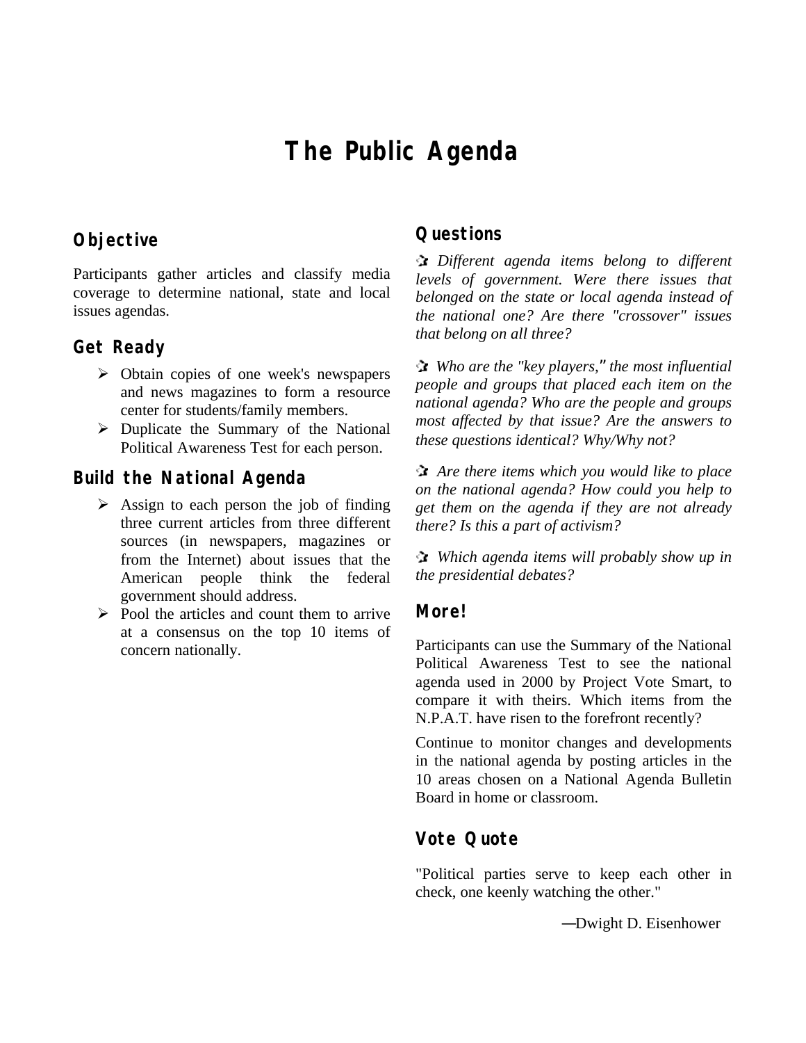# The Public Agenda

## Objective

Participants gather articles and classify media coverage to determine national, state and local issues agendas.

## Get Ready

- Obtain copies of one week's newspapers and news magazines to form a resource center for students/family members.
- Duplicate the Summary of the National Political Awareness Test for each person.

## Build the National Agenda

- Assign to each person the job of finding three current articles from three different sources (in newspapers, magazines or from the Internet) about issues that the American people think the federal government should address.
- Pool the articles and count them to arrive at a consensus on the top 10 items of concern nationally.

## Questions

- *Different agenda items belong to different levels of government. Were there issues that belonged on the state or local agenda instead of the national one? Are there "crossover" issues that belong on all three?*
- *Who are the "key players," the most influential people and groups that placed each item on the national agenda? Who are the people and groups most affected by that issue? Are the answers to these questions identical? Why/Why not?*
- *Are there items which you would like to place on the national agenda? How could you help to get them on the agenda if they are not already there? Is this a part of activism?*
- *Which agenda items will probably show up in the presidential debates?*

## More!

Participants can use the Summary of the National Political Awareness Test to see the national agenda used in 2000 by Project Vote Smart, to compare it with theirs. Which items from the N.P.A.T. have risen to the forefront recently?

Continue to monitor changes and developments in the national agenda by posting articles in the 10 areas chosen on a National Agenda Bulletin Board in home or classroom.

## Vote Quote

"Political parties serve to keep each other in check, one keenly watching the other."

—Dwight D. Eisenhower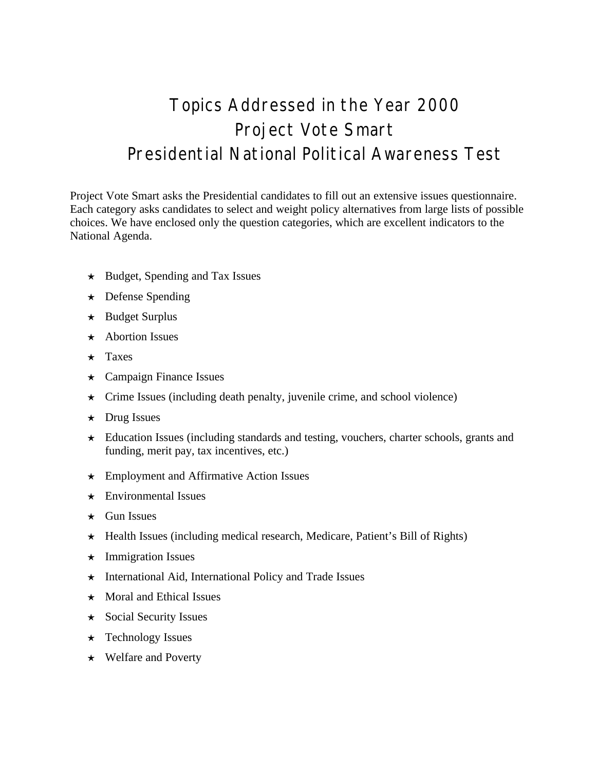# Topics Addressed in the Year 2000
# Project Vote Smart
# Presidential National Political Awareness Test

Project Vote Smart asks the Presidential candidates to fill out an extensive issues questionnaire. Each category asks candidates to select and weight policy alternatives from large lists of possible choices. We have enclosed only the question categories, which are excellent indicators to the National Agenda.

- Budget, Spending and Tax Issues
- Defense Spending
- Budget Surplus
- Abortion Issues
- Taxes
- Campaign Finance Issues
- Crime Issues (including death penalty, juvenile crime, and school violence)
- Drug Issues
- Education Issues (including standards and testing, vouchers, charter schools, grants and funding, merit pay, tax incentives, etc.)
- Employment and Affirmative Action Issues
- Environmental Issues
- Gun Issues
- Health Issues (including medical research, Medicare, Patient's Bill of Rights)
- Immigration Issues
- International Aid, International Policy and Trade Issues
- Moral and Ethical Issues
- Social Security Issues
- Technology Issues
- Welfare and Poverty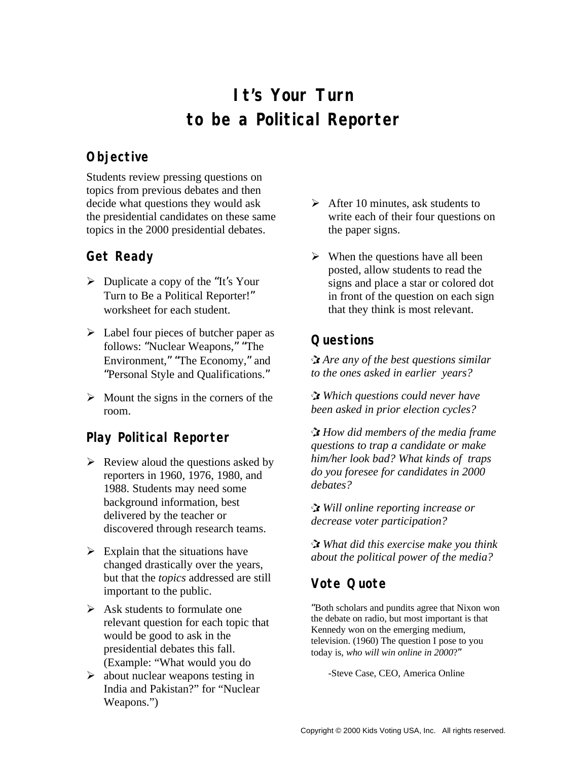# It's Your Turn to be a Political Reporter

## Objective

Students review pressing questions on topics from previous debates and then decide what questions they would ask the presidential candidates on these same topics in the 2000 presidential debates.

## Get Ready

- Duplicate a copy of the "It's Your Turn to Be a Political Reporter!" worksheet for each student.
- Label four pieces of butcher paper as follows: "Nuclear Weapons," "The Environment," "The Economy," and "Personal Style and Qualifications."
- Mount the signs in the corners of the room.

## Play Political Reporter

- Review aloud the questions asked by reporters in 1960, 1976, 1980, and 1988. Students may need some background information, best delivered by the teacher or discovered through research teams.
- Explain that the situations have changed drastically over the years, but that the *topics* addressed are still important to the public.
- Ask students to formulate one relevant question for each topic that would be good to ask in the presidential debates this fall. (Example: "What would you do
- about nuclear weapons testing in India and Pakistan?" for "Nuclear Weapons.")
- After 10 minutes, ask students to write each of their four questions on the paper signs.
- When the questions have all been posted, allow students to read the signs and place a star or colored dot in front of the question on each sign that they think is most relevant.

## Questions

*Are any of the best questions similar to the ones asked in earlier years?*

*Which questions could never have been asked in prior election cycles?*

*How did members of the media frame questions to trap a candidate or make him/her look bad? What kinds of traps do you foresee for candidates in 2000 debates?*

*Will online reporting increase or decrease voter participation?*

*What did this exercise make you think about the political power of the media?*

## Vote Quote

"Both scholars and pundits agree that Nixon won the debate on radio, but most important is that Kennedy won on the emerging medium, television. (1960) The question I pose to you today is, *who will win online in 2000*?"

-Steve Case, CEO, America Online

Copyright © 2000 Kids Voting USA, Inc. All rights reserved.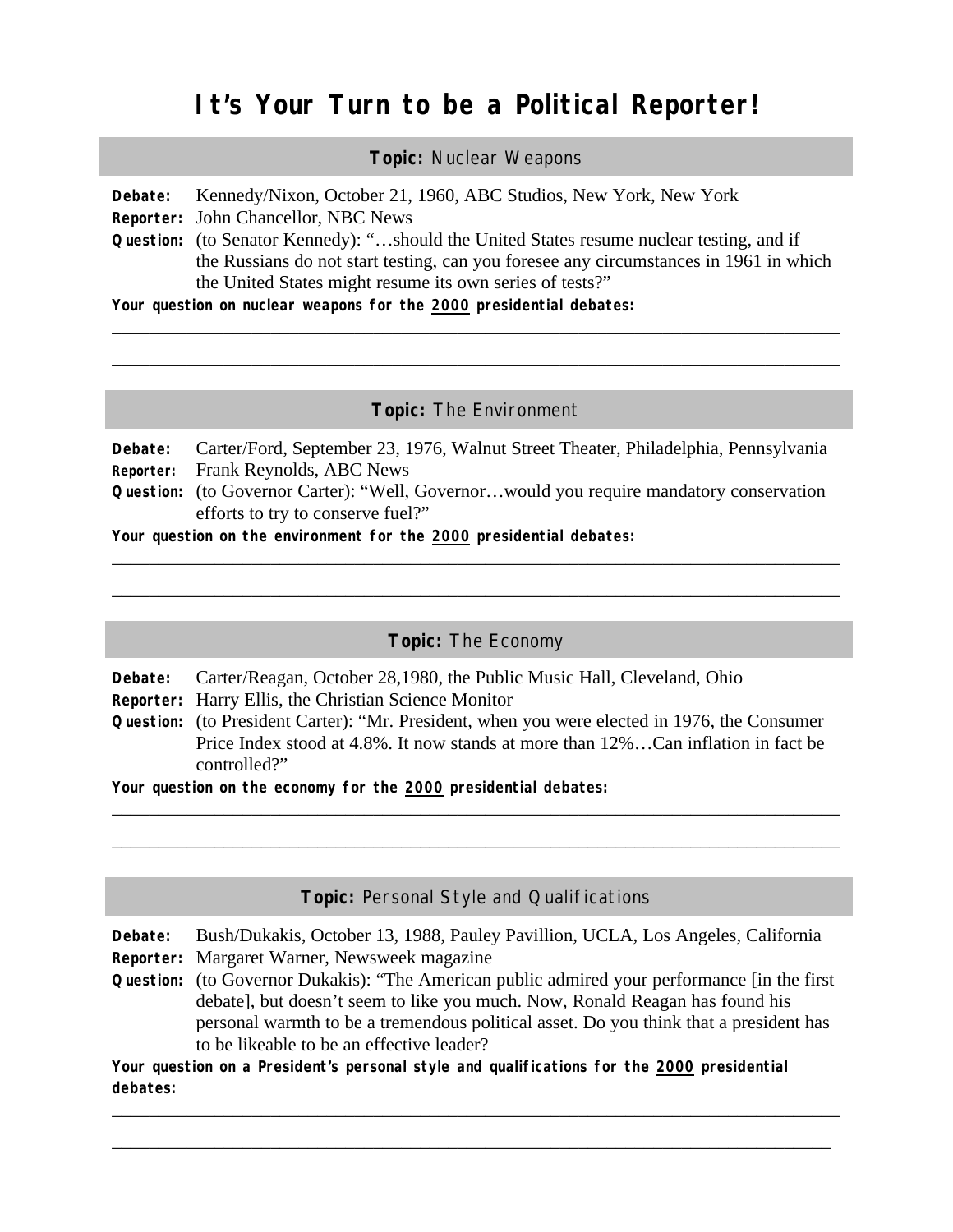# It's Your Turn to be a Political Reporter!

## **Topic:** Nuclear Weapons

**Debate:** Kennedy/Nixon, October 21, 1960, ABC Studios, New York, New York
**Reporter:** John Chancellor, NBC News
**Question:** (to Senator Kennedy): "…should the United States resume nuclear testing, and if the Russians do not start testing, can you foresee any circumstances in 1961 in which the United States might resume its own series of tests?"

**Your question on nuclear weapons for the 2000 presidential debates:**

\_\_\_\_\_\_\_\_\_\_\_\_\_\_\_\_\_\_\_\_\_\_\_\_\_\_\_\_\_\_\_\_\_\_\_\_\_\_\_\_\_\_\_\_\_\_\_\_\_\_\_\_\_\_\_\_\_\_\_\_\_\_\_\_\_\_\_\_\_\_\_\_

\_\_\_\_\_\_\_\_\_\_\_\_\_\_\_\_\_\_\_\_\_\_\_\_\_\_\_\_\_\_\_\_\_\_\_\_\_\_\_\_\_\_\_\_\_\_\_\_\_\_\_\_\_\_\_\_\_\_\_\_\_\_\_\_\_\_\_\_\_\_\_\_

## **Topic:** The Environment

**Debate:** Carter/Ford, September 23, 1976, Walnut Street Theater, Philadelphia, Pennsylvania
**Reporter:** Frank Reynolds, ABC News
**Question:** (to Governor Carter): "Well, Governor…would you require mandatory conservation efforts to try to conserve fuel?"

**Your question on the environment for the 2000 presidential debates:**

\_\_\_\_\_\_\_\_\_\_\_\_\_\_\_\_\_\_\_\_\_\_\_\_\_\_\_\_\_\_\_\_\_\_\_\_\_\_\_\_\_\_\_\_\_\_\_\_\_\_\_\_\_\_\_\_\_\_\_\_\_\_\_\_\_\_\_\_\_\_\_\_

\_\_\_\_\_\_\_\_\_\_\_\_\_\_\_\_\_\_\_\_\_\_\_\_\_\_\_\_\_\_\_\_\_\_\_\_\_\_\_\_\_\_\_\_\_\_\_\_\_\_\_\_\_\_\_\_\_\_\_\_\_\_\_\_\_\_\_\_\_\_\_\_

## **Topic:** The Economy

**Debate:** Carter/Reagan, October 28,1980, the Public Music Hall, Cleveland, Ohio
**Reporter:** Harry Ellis, the Christian Science Monitor
**Question:** (to President Carter): "Mr. President, when you were elected in 1976, the Consumer Price Index stood at 4.8%. It now stands at more than 12%…Can inflation in fact be controlled?"

**Your question on the economy for the 2000 presidential debates:**

\_\_\_\_\_\_\_\_\_\_\_\_\_\_\_\_\_\_\_\_\_\_\_\_\_\_\_\_\_\_\_\_\_\_\_\_\_\_\_\_\_\_\_\_\_\_\_\_\_\_\_\_\_\_\_\_\_\_\_\_\_\_\_\_\_\_\_\_\_\_\_\_

\_\_\_\_\_\_\_\_\_\_\_\_\_\_\_\_\_\_\_\_\_\_\_\_\_\_\_\_\_\_\_\_\_\_\_\_\_\_\_\_\_\_\_\_\_\_\_\_\_\_\_\_\_\_\_\_\_\_\_\_\_\_\_\_\_\_\_\_\_\_\_\_

## **Topic:** Personal Style and Qualifications

**Debate:** Bush/Dukakis, October 13, 1988, Pauley Pavillion, UCLA, Los Angeles, California
**Reporter:** Margaret Warner, Newsweek magazine
**Question:** (to Governor Dukakis): "The American public admired your performance [in the first debate], but doesn't seem to like you much. Now, Ronald Reagan has found his personal warmth to be a tremendous political asset. Do you think that a president has to be likeable to be an effective leader?

**Your question on a President's personal style and qualifications for the 2000 presidential debates:**

\_\_\_\_\_\_\_\_\_\_\_\_\_\_\_\_\_\_\_\_\_\_\_\_\_\_\_\_\_\_\_\_\_\_\_\_\_\_\_\_\_\_\_\_\_\_\_\_\_\_\_\_\_\_\_\_\_\_\_\_\_\_\_\_\_\_\_\_\_\_\_\_

\_\_\_\_\_\_\_\_\_\_\_\_\_\_\_\_\_\_\_\_\_\_\_\_\_\_\_\_\_\_\_\_\_\_\_\_\_\_\_\_\_\_\_\_\_\_\_\_\_\_\_\_\_\_\_\_\_\_\_\_\_\_\_\_\_\_\_\_\_\_\_\_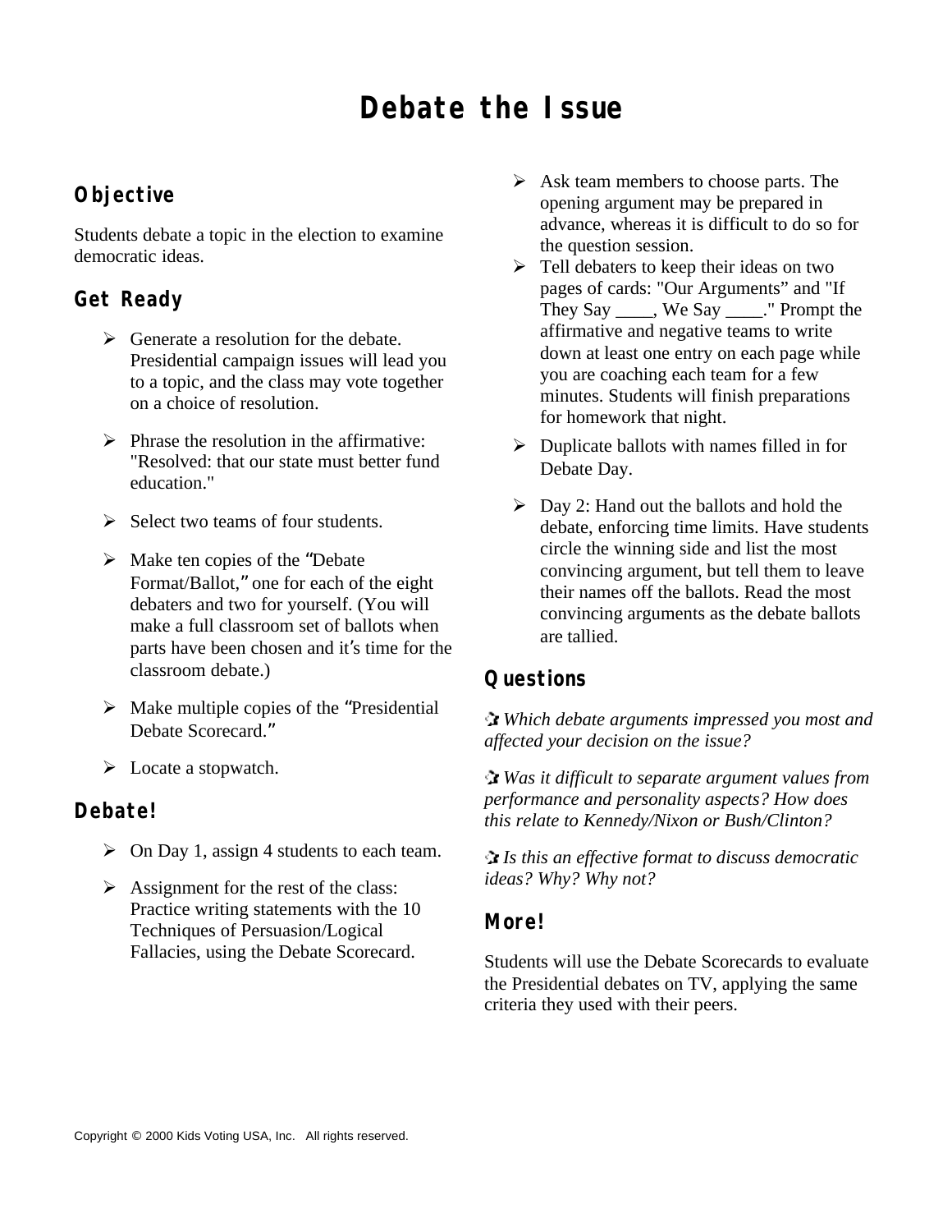# Debate the Issue

## Objective

Students debate a topic in the election to examine democratic ideas.

## Get Ready

- Generate a resolution for the debate. Presidential campaign issues will lead you to a topic, and the class may vote together on a choice of resolution.
- Phrase the resolution in the affirmative: "Resolved: that our state must better fund education."
- Select two teams of four students.
- Make ten copies of the "Debate Format/Ballot," one for each of the eight debaters and two for yourself. (You will make a full classroom set of ballots when parts have been chosen and it's time for the classroom debate.)
- Make multiple copies of the "Presidential Debate Scorecard."
- Locate a stopwatch.

## Debate!

- On Day 1, assign 4 students to each team.
- Assignment for the rest of the class: Practice writing statements with the 10 Techniques of Persuasion/Logical Fallacies, using the Debate Scorecard.
- Ask team members to choose parts. The opening argument may be prepared in advance, whereas it is difficult to do so for the question session.
- Tell debaters to keep their ideas on two pages of cards: "Our Arguments" and "If They Say ____, We Say ____." Prompt the affirmative and negative teams to write down at least one entry on each page while you are coaching each team for a few minutes. Students will finish preparations for homework that night.
- Duplicate ballots with names filled in for Debate Day.
- Day 2: Hand out the ballots and hold the debate, enforcing time limits. Have students circle the winning side and list the most convincing argument, but tell them to leave their names off the ballots. Read the most convincing arguments as the debate ballots are tallied.

## Questions

*Which debate arguments impressed you most and affected your decision on the issue?*

*Was it difficult to separate argument values from performance and personality aspects? How does this relate to Kennedy/Nixon or Bush/Clinton?*

*Is this an effective format to discuss democratic ideas? Why? Why not?*

## More!

Students will use the Debate Scorecards to evaluate the Presidential debates on TV, applying the same criteria they used with their peers.

Copyright © 2000 Kids Voting USA, Inc. All rights reserved.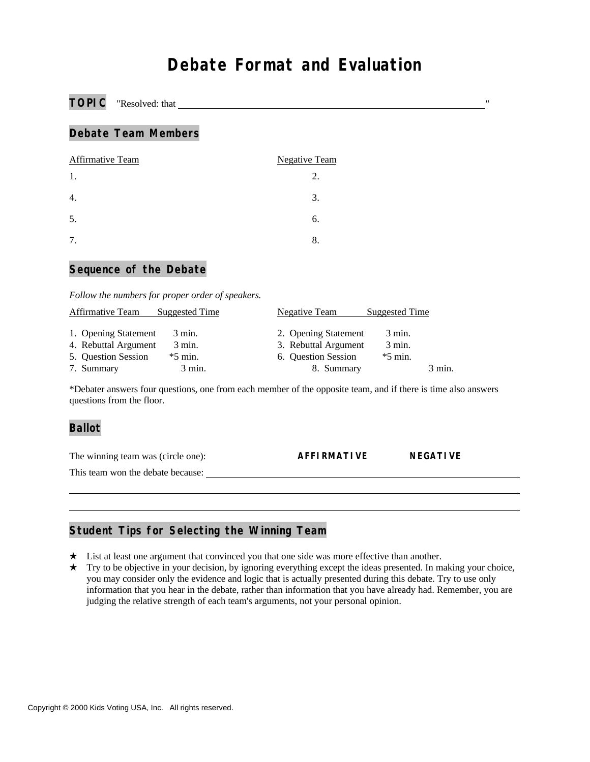# Debate Format and Evaluation

**TOPIC** "Resolved: that ____________________________________________"

## Debate Team Members

| Affirmative Team | Negative Team |
|---|---|
| 1. | 2. |
| 4. | 3. |
| 5. | 6. |
| 7. | 8. |

## Sequence of the Debate

*Follow the numbers for proper order of speakers.*

| Affirmative Team | Suggested Time | Negative Team | Suggested Time |
|---|---|---|---|
| 1. Opening Statement | 3 min. | 2. Opening Statement | 3 min. |
| 4. Rebuttal Argument | 3 min. | 3. Rebuttal Argument | 3 min. |
| 5. Question Session | *5 min. | 6. Question Session | *5 min. |
| 7. Summary | 3 min. | 8. Summary | 3 min. |

*Debater answers four questions, one from each member of the opposite team, and if there is time also answers questions from the floor.

## Ballot

The winning team was (circle one): **AFFIRMATIVE** **NEGATIVE**

This team won the debate because: ____________________________________________

____________________________________________

____________________________________________

## Student Tips for Selecting the Winning Team

- ★ List at least one argument that convinced you that one side was more effective than another.
- ★ Try to be objective in your decision, by ignoring everything except the ideas presented. In making your choice, you may consider only the evidence and logic that is actually presented during this debate. Try to use only information that you hear in the debate, rather than information that you have already had. Remember, you are judging the relative strength of each team's arguments, not your personal opinion.

Copyright © 2000 Kids Voting USA, Inc. All rights reserved.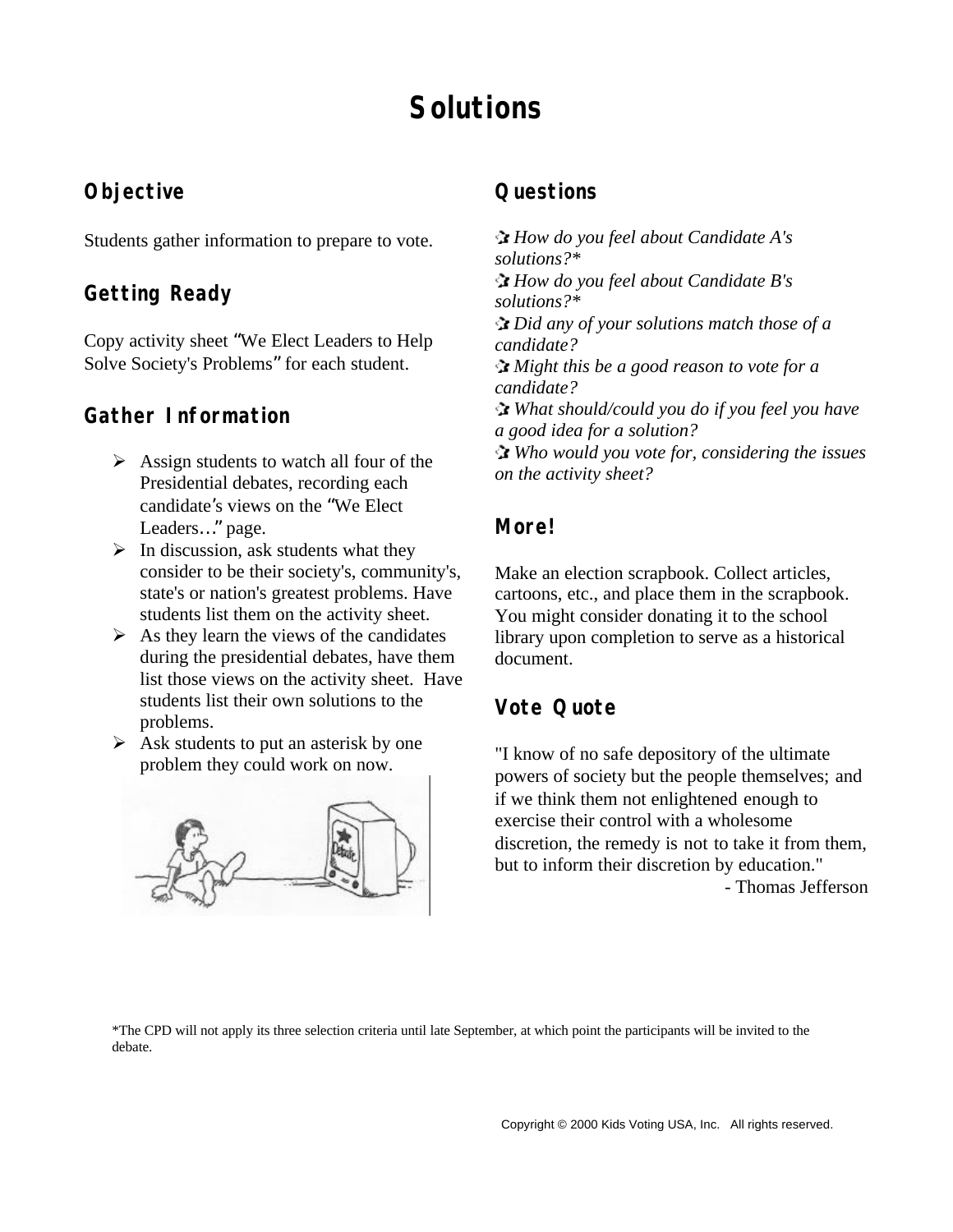# Solutions

## Objective

Students gather information to prepare to vote.

## Getting Ready

Copy activity sheet "We Elect Leaders to Help Solve Society's Problems" for each student.

## Gather Information

- Assign students to watch all four of the Presidential debates, recording each candidate's views on the "We Elect Leaders…" page.
- In discussion, ask students what they consider to be their society's, community's, state's or nation's greatest problems. Have students list them on the activity sheet.
- As they learn the views of the candidates during the presidential debates, have them list those views on the activity sheet. Have students list their own solutions to the problems.
- Ask students to put an asterisk by one problem they could work on now.

## Questions

- *How do you feel about Candidate A's solutions?**
- *How do you feel about Candidate B's solutions?**
- *Did any of your solutions match those of a candidate?*
- *Might this be a good reason to vote for a candidate?*
- *What should/could you do if you feel you have a good idea for a solution?*
- *Who would you vote for, considering the issues on the activity sheet?*

## More!

Make an election scrapbook. Collect articles, cartoons, etc., and place them in the scrapbook. You might consider donating it to the school library upon completion to serve as a historical document.

## Vote Quote

"I know of no safe depository of the ultimate powers of society but the people themselves; and if we think them not enlightened enough to exercise their control with a wholesome discretion, the remedy is not to take it from them, but to inform their discretion by education."

- Thomas Jefferson

*The CPD will not apply its three selection criteria until late September, at which point the participants will be invited to the debate.

Copyright © 2000 Kids Voting USA, Inc. All rights reserved.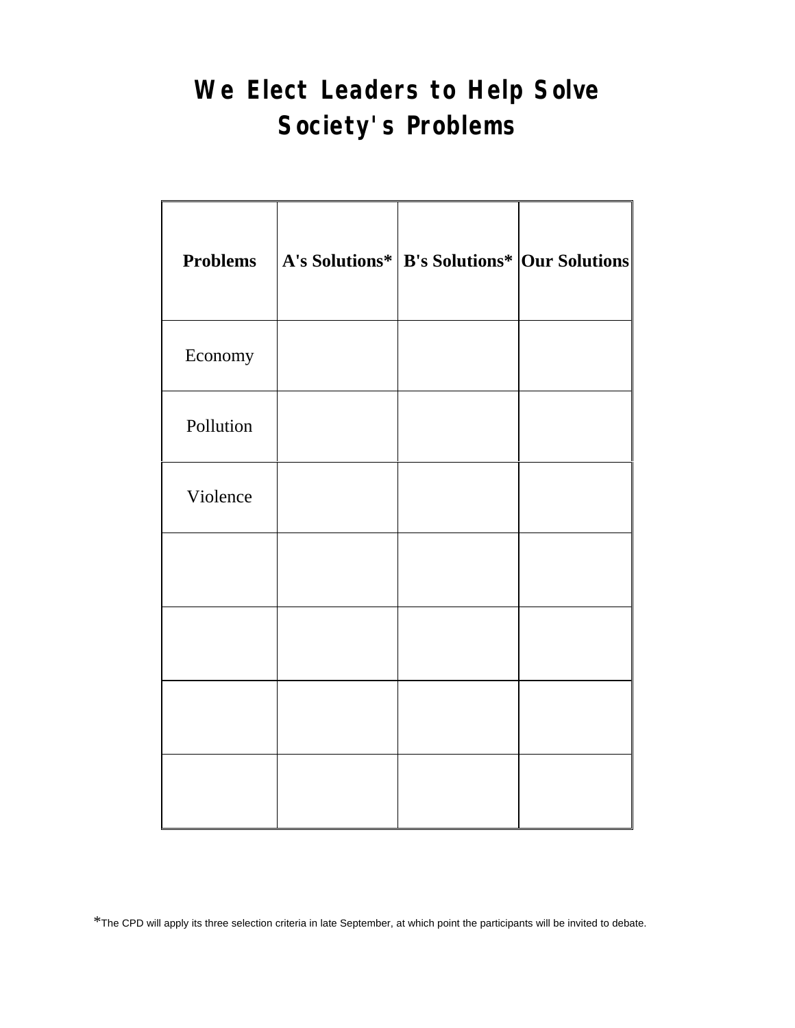# We Elect Leaders to Help Solve Society's Problems

| Problems | A's Solutions* | B's Solutions* | Our Solutions |
| --- | --- | --- | --- |
| Economy | | | |
| Pollution | | | |
| Violence | | | |
| | | | |
| | | | |
| | | | |
| | | | |

*The CPD will apply its three selection criteria in late September, at which point the participants will be invited to debate.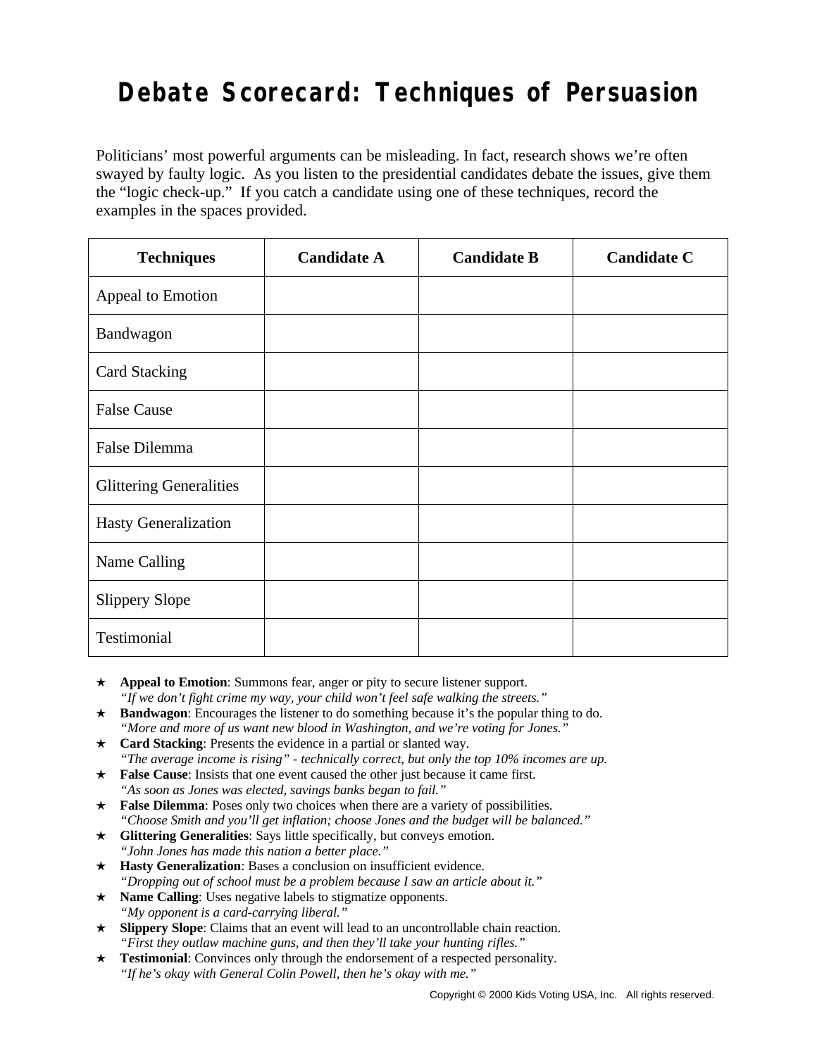# Debate Scorecard: Techniques of Persuasion

Politicians' most powerful arguments can be misleading. In fact, research shows we're often swayed by faulty logic. As you listen to the presidential candidates debate the issues, give them the "logic check-up." If you catch a candidate using one of these techniques, record the examples in the spaces provided.

| Techniques | Candidate A | Candidate B | Candidate C |
|---|---|---|---|
| Appeal to Emotion | | | |
| Bandwagon | | | |
| Card Stacking | | | |
| False Cause | | | |
| False Dilemma | | | |
| Glittering Generalities | | | |
| Hasty Generalization | | | |
| Name Calling | | | |
| Slippery Slope | | | |
| Testimonial | | | |

- ★ **Appeal to Emotion**: Summons fear, anger or pity to secure listener support.
  *"If we don't fight crime my way, your child won't feel safe walking the streets."*
- ★ **Bandwagon**: Encourages the listener to do something because it's the popular thing to do.
  *"More and more of us want new blood in Washington, and we're voting for Jones."*
- ★ **Card Stacking**: Presents the evidence in a partial or slanted way.
  *"The average income is rising" - technically correct, but only the top 10% incomes are up.*
- ★ **False Cause**: Insists that one event caused the other just because it came first.
  *"As soon as Jones was elected, savings banks began to fail."*
- ★ **False Dilemma**: Poses only two choices when there are a variety of possibilities.
  *"Choose Smith and you'll get inflation; choose Jones and the budget will be balanced."*
- ★ **Glittering Generalities**: Says little specifically, but conveys emotion.
  *"John Jones has made this nation a better place."*
- ★ **Hasty Generalization**: Bases a conclusion on insufficient evidence.
  *"Dropping out of school must be a problem because I saw an article about it."*
- ★ **Name Calling**: Uses negative labels to stigmatize opponents.
  *"My opponent is a card-carrying liberal."*
- ★ **Slippery Slope**: Claims that an event will lead to an uncontrollable chain reaction.
  *"First they outlaw machine guns, and then they'll take your hunting rifles."*
- ★ **Testimonial**: Convinces only through the endorsement of a respected personality.
  *"If he's okay with General Colin Powell, then he's okay with me."*

Copyright © 2000 Kids Voting USA, Inc. All rights reserved.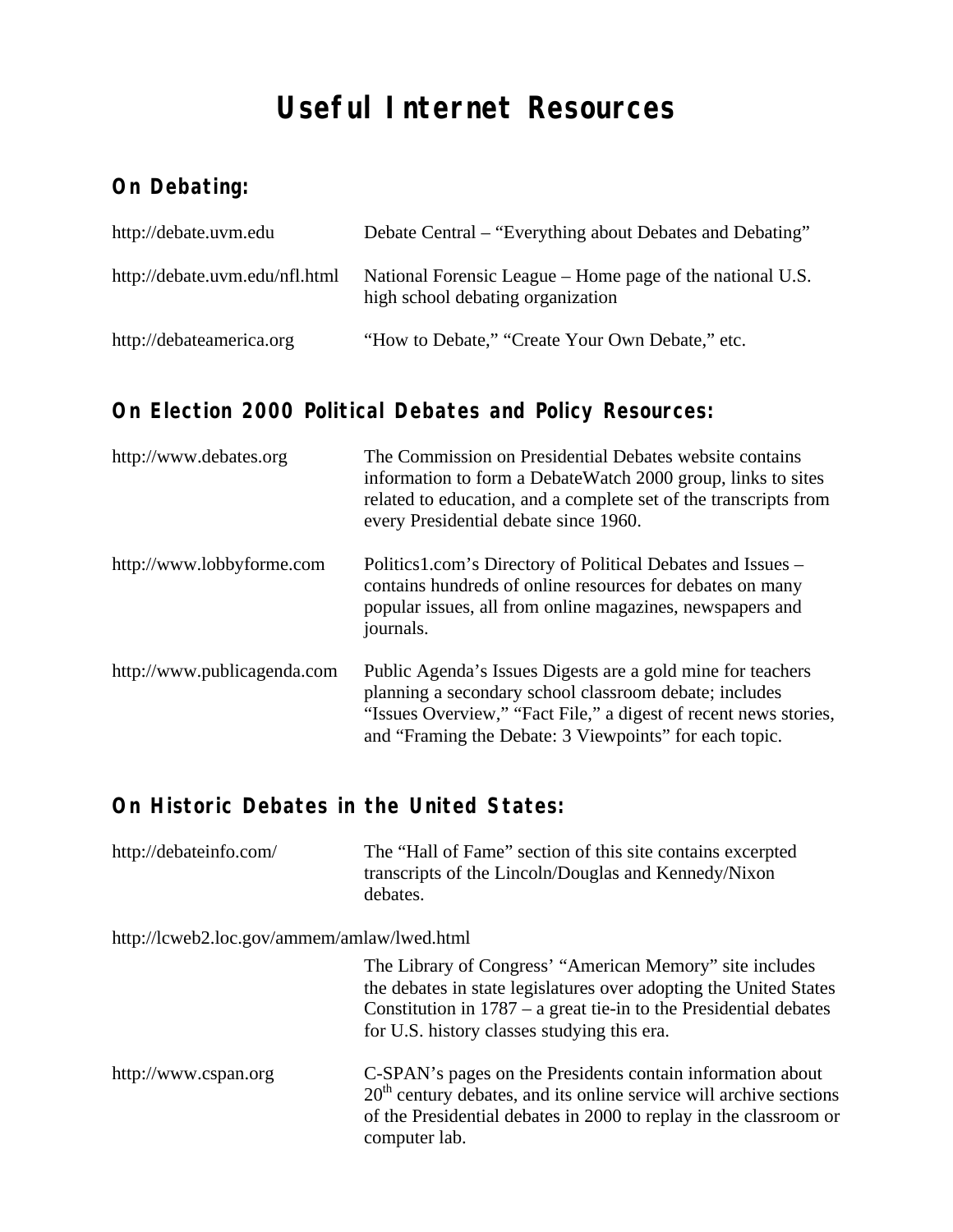# Useful Internet Resources

## On Debating:

| | |
|---|---|
| http://debate.uvm.edu | Debate Central – "Everything about Debates and Debating" |
| http://debate.uvm.edu/nfl.html | National Forensic League – Home page of the national U.S. high school debating organization |
| http://debateamerica.org | "How to Debate," "Create Your Own Debate," etc. |

## On Election 2000 Political Debates and Policy Resources:

| | |
|---|---|
| http://www.debates.org | The Commission on Presidential Debates website contains information to form a DebateWatch 2000 group, links to sites related to education, and a complete set of the transcripts from every Presidential debate since 1960. |
| http://www.lobbyforme.com | Politics1.com's Directory of Political Debates and Issues – contains hundreds of online resources for debates on many popular issues, all from online magazines, newspapers and journals. |
| http://www.publicagenda.com | Public Agenda's Issues Digests are a gold mine for teachers planning a secondary school classroom debate; includes "Issues Overview," "Fact File," a digest of recent news stories, and "Framing the Debate: 3 Viewpoints" for each topic. |

## On Historic Debates in the United States:

| | |
|---|---|
| http://debateinfo.com/ | The "Hall of Fame" section of this site contains excerpted transcripts of the Lincoln/Douglas and Kennedy/Nixon debates. |
| http://lcweb2.loc.gov/ammem/amlaw/lwed.html | The Library of Congress' "American Memory" site includes the debates in state legislatures over adopting the United States Constitution in 1787 – a great tie-in to the Presidential debates for U.S. history classes studying this era. |
| http://www.cspan.org | C-SPAN's pages on the Presidents contain information about 20th century debates, and its online service will archive sections of the Presidential debates in 2000 to replay in the classroom or computer lab. |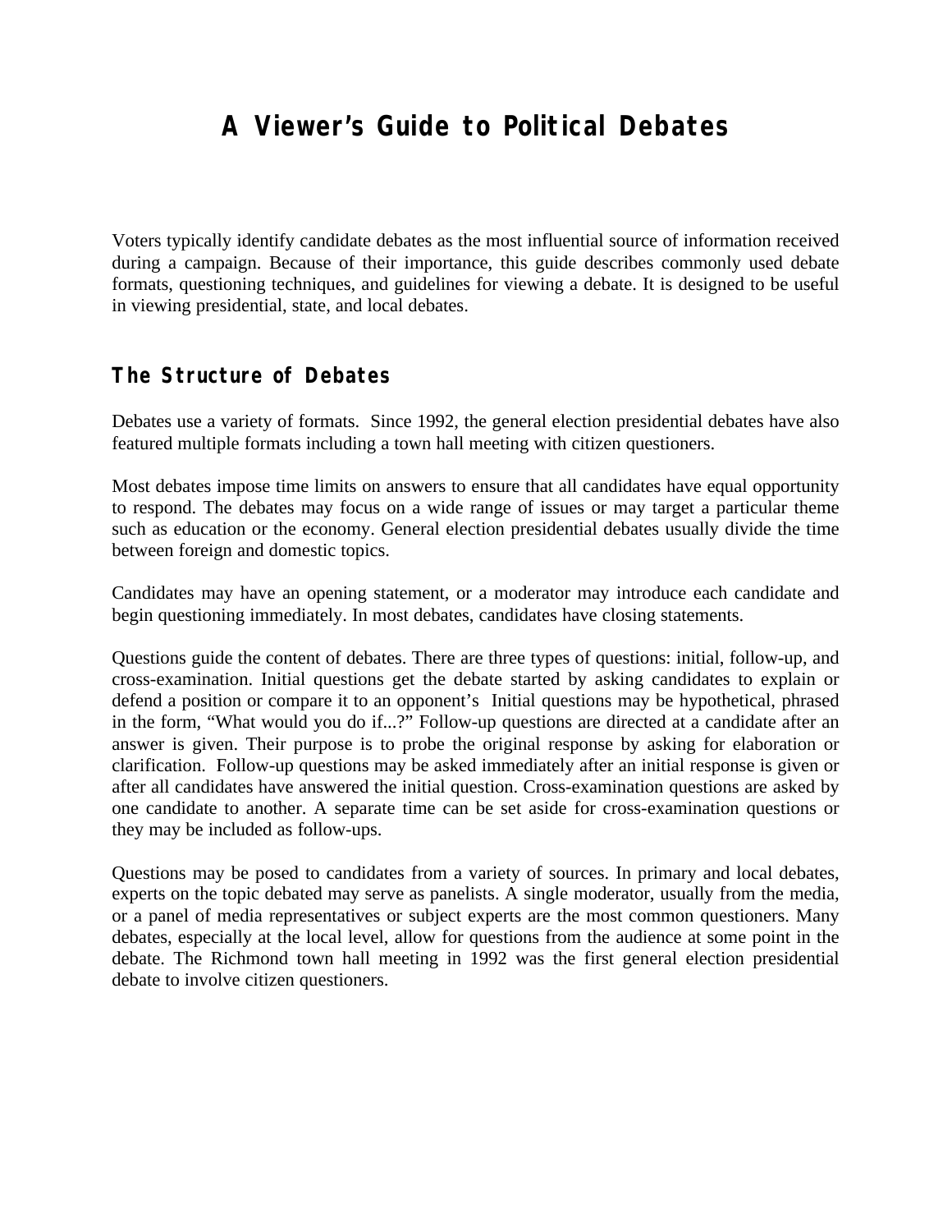# A Viewer's Guide to Political Debates

Voters typically identify candidate debates as the most influential source of information received during a campaign. Because of their importance, this guide describes commonly used debate formats, questioning techniques, and guidelines for viewing a debate. It is designed to be useful in viewing presidential, state, and local debates.

## The Structure of Debates

Debates use a variety of formats.  Since 1992, the general election presidential debates have also featured multiple formats including a town hall meeting with citizen questioners.

Most debates impose time limits on answers to ensure that all candidates have equal opportunity to respond. The debates may focus on a wide range of issues or may target a particular theme such as education or the economy. General election presidential debates usually divide the time between foreign and domestic topics.

Candidates may have an opening statement, or a moderator may introduce each candidate and begin questioning immediately. In most debates, candidates have closing statements.

Questions guide the content of debates. There are three types of questions: initial, follow-up, and cross-examination. Initial questions get the debate started by asking candidates to explain or defend a position or compare it to an opponent's  Initial questions may be hypothetical, phrased in the form, "What would you do if...?" Follow-up questions are directed at a candidate after an answer is given. Their purpose is to probe the original response by asking for elaboration or clarification.  Follow-up questions may be asked immediately after an initial response is given or after all candidates have answered the initial question. Cross-examination questions are asked by one candidate to another. A separate time can be set aside for cross-examination questions or they may be included as follow-ups.

Questions may be posed to candidates from a variety of sources. In primary and local debates, experts on the topic debated may serve as panelists. A single moderator, usually from the media, or a panel of media representatives or subject experts are the most common questioners. Many debates, especially at the local level, allow for questions from the audience at some point in the debate. The Richmond town hall meeting in 1992 was the first general election presidential debate to involve citizen questioners.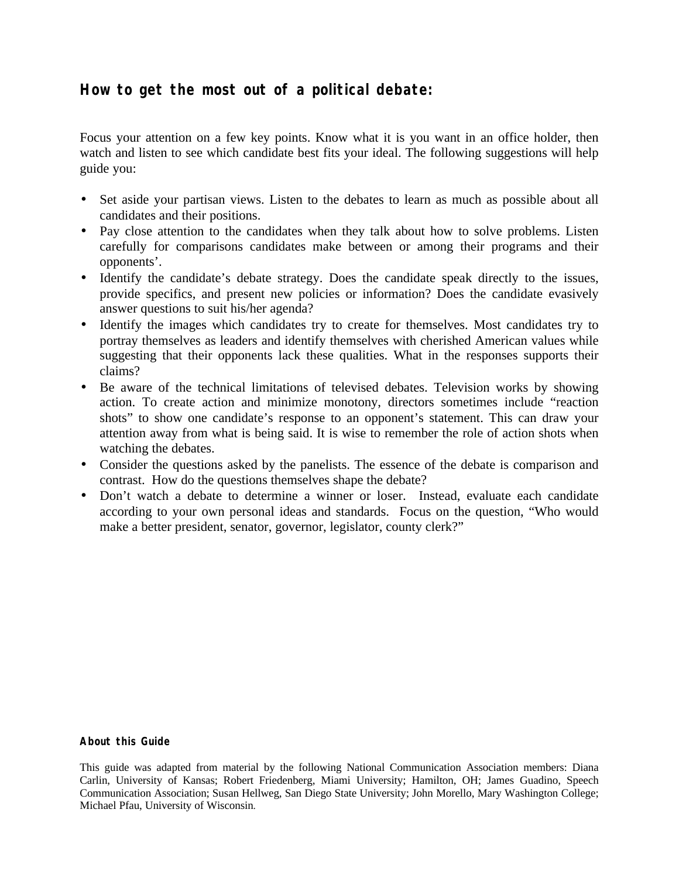## How to get the most out of a political debate:

Focus your attention on a few key points. Know what it is you want in an office holder, then watch and listen to see which candidate best fits your ideal. The following suggestions will help guide you:

- Set aside your partisan views. Listen to the debates to learn as much as possible about all candidates and their positions.
- Pay close attention to the candidates when they talk about how to solve problems. Listen carefully for comparisons candidates make between or among their programs and their opponents'.
- Identify the candidate's debate strategy. Does the candidate speak directly to the issues, provide specifics, and present new policies or information? Does the candidate evasively answer questions to suit his/her agenda?
- Identify the images which candidates try to create for themselves. Most candidates try to portray themselves as leaders and identify themselves with cherished American values while suggesting that their opponents lack these qualities. What in the responses supports their claims?
- Be aware of the technical limitations of televised debates. Television works by showing action. To create action and minimize monotony, directors sometimes include "reaction shots" to show one candidate's response to an opponent's statement. This can draw your attention away from what is being said. It is wise to remember the role of action shots when watching the debates.
- Consider the questions asked by the panelists. The essence of the debate is comparison and contrast. How do the questions themselves shape the debate?
- Don't watch a debate to determine a winner or loser. Instead, evaluate each candidate according to your own personal ideas and standards. Focus on the question, "Who would make a better president, senator, governor, legislator, county clerk?"

**About this Guide**

This guide was adapted from material by the following National Communication Association members: Diana Carlin, University of Kansas; Robert Friedenberg, Miami University; Hamilton, OH; James Guadino, Speech Communication Association; Susan Hellweg, San Diego State University; John Morello, Mary Washington College; Michael Pfau, University of Wisconsin.